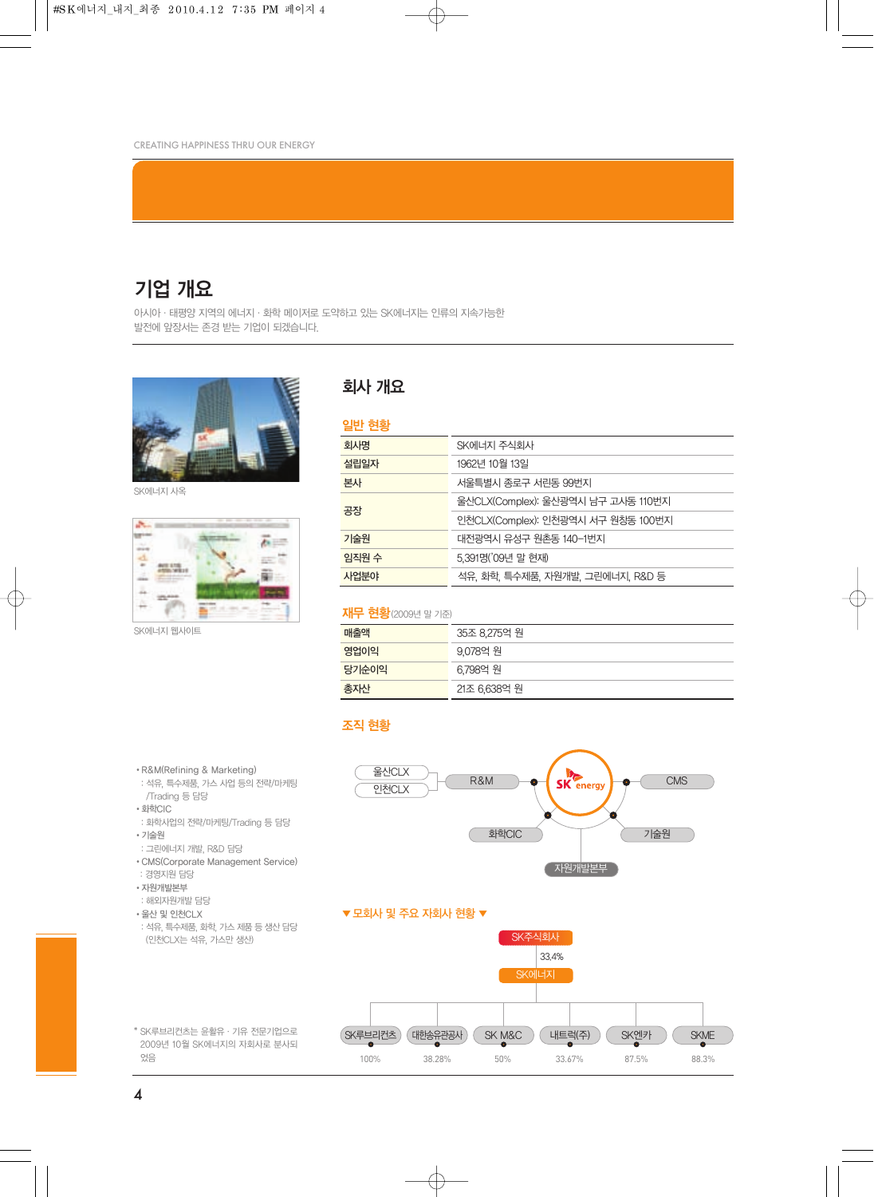CREATING HAPPINESS THRU OUR ENERGY

# 기업 개요

아시아 · 태평양 지역의 에너지 · 화학 메이저로 도약하고 있는 SK에너지는 인류의 지속가능한 발전에 앞장서는 존경 받는 기업이 되겠습니다.

SK에너지 사옥

SK에너지 웹사이트

## 회사 개요

### 일반 현황

| 항목 | 내용 |
|---|---|
| 회사명 | SK에너지 주식회사 |
| 설립일자 | 1962년 10월 13일 |
| 본사 | 서울특별시 종로구 서린동 99번지 |
| 공장 | 울산CLX(Complex): 울산광역시 남구 고사동 110번지 |
| | 인천CLX(Complex): 인천광역시 서구 원창동 100번지 |
| 기술원 | 대전광역시 유성구 원촌동 140-1번지 |
| 임직원 수 | 5,391명('09년 말 현재) |
| 사업분야 | 석유, 화학, 특수제품, 자원개발, 그린에너지, R&D 등 |

### 재무 현황(2009년 말 기준)

| 항목 | 금액 |
|---|---|
| 매출액 | 35조 8,275억 원 |
| 영업이익 | 9,078억 원 |
| 당기순이익 | 6,798억 원 |
| 총자산 | 21조 6,638억 원 |

### 조직 현황

- SK energy
  - R&M
    - 울산CLX
    - 인천CLX
  - CMS
  - 화학CIC
  - 기술원
  - 자원개발본부

- R&M(Refining & Marketing)
  : 석유, 특수제품, 가스 사업 등의 전략/마케팅 /Trading 등 담당
- 화학CIC
  : 화학사업의 전략/마케팅/Trading 등 담당
- 기술원
  : 그린에너지 개발, R&D 담당
- CMS(Corporate Management Service)
  : 경영지원 담당
- 자원개발본부
  : 해외자원개발 담당
- 울산 및 인천CLX
  : 석유, 특수제품, 화학, 가스 제품 등 생산 담당 (인천CLX는 석유, 가스만 생산)

### 모회사 및 주요 자회사 현황

SK주식회사 → (33.4%) → SK에너지

| SK루브리컨츠 | 대한송유관공사 | SK M&C | 내트럭(주) | SK엔카 | SKME |
|---|---|---|---|---|---|
| 100% | 38.28% | 50% | 33.67% | 87.5% | 88.3% |

* SK루브리컨츠는 윤활유 · 기유 전문기업으로 2009년 10월 SK에너지의 자회사로 분사되었음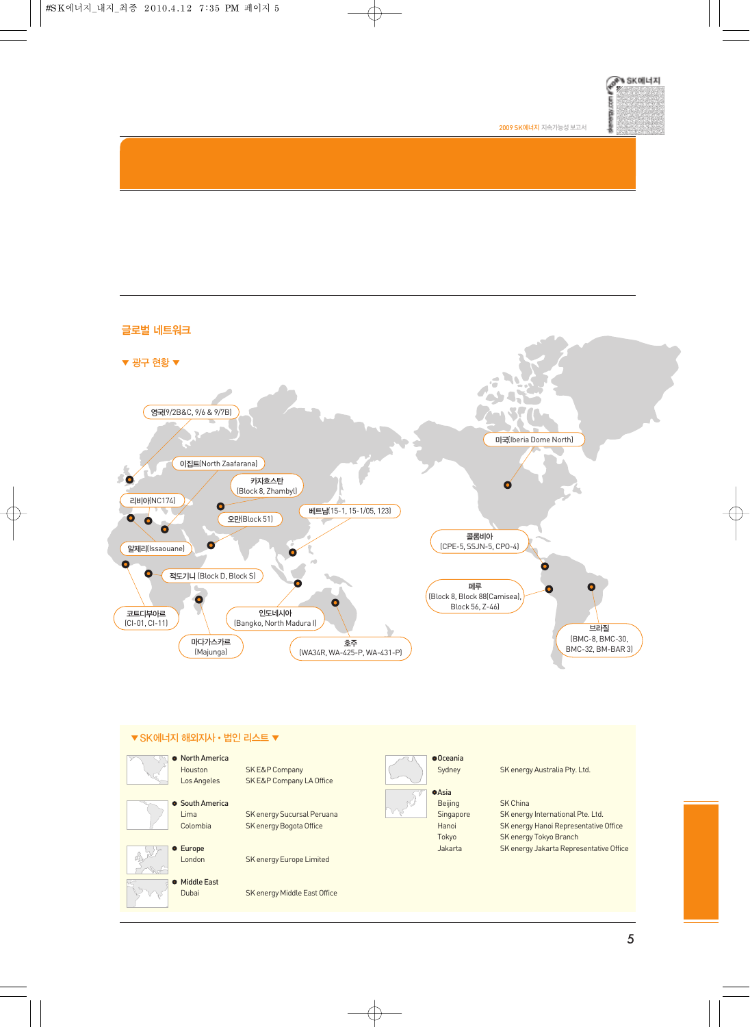## 글로벌 네트워크

▼ 광구 현황 ▼

영국(9/2B&C, 9/6 & 9/7B)

이집트(North Zaafarana)

카자흐스탄 (Block 8, Zhambyl)

리비아(NC174)

오만(Block 51)

베트남(15-1, 15-1/05, 123)

알제리(Issaouane)

적도기니 (Block D, Block S)

코트디부아르 (CI-01, CI-11)

인도네시아 (Bangko, North Madura I)

마다가스카르 (Majunga)

호주 (WA34R, WA-425-P, WA-431-P)

미국(Iberia Dome North)

콜롬비아 (CPE-5, SSJN-5, CPO-4)

페루 (Block 8, Block 88(Camisea), Block 56, Z-46)

브라질 (BMC-8, BMC-30, BMC-32, BM-BAR 3)

▼SK에너지 해외지사 • 법인 리스트 ▼

| | | |
|---|---|---|
| **North America** | | |
| Houston | SK E&P Company | |
| Los Angeles | SK E&P Company LA Office | |
| **South America** | | |
| Lima | SK energy Sucursal Peruana | |
| Colombia | SK energy Bogota Office | |
| **Europe** | | |
| London | SK energy Europe Limited | |
| **Middle East** | | |
| Dubai | SK energy Middle East Office | |
| **Oceania** | | |
| Sydney | SK energy Australia Pty. Ltd. | |
| **Asia** | | |
| Beijing | SK China | |
| Singapore | SK energy International Pte. Ltd. | |
| Hanoi | SK energy Hanoi Representative Office | |
| Tokyo | SK energy Tokyo Branch | |
| Jakarta | SK energy Jakarta Representative Office | |